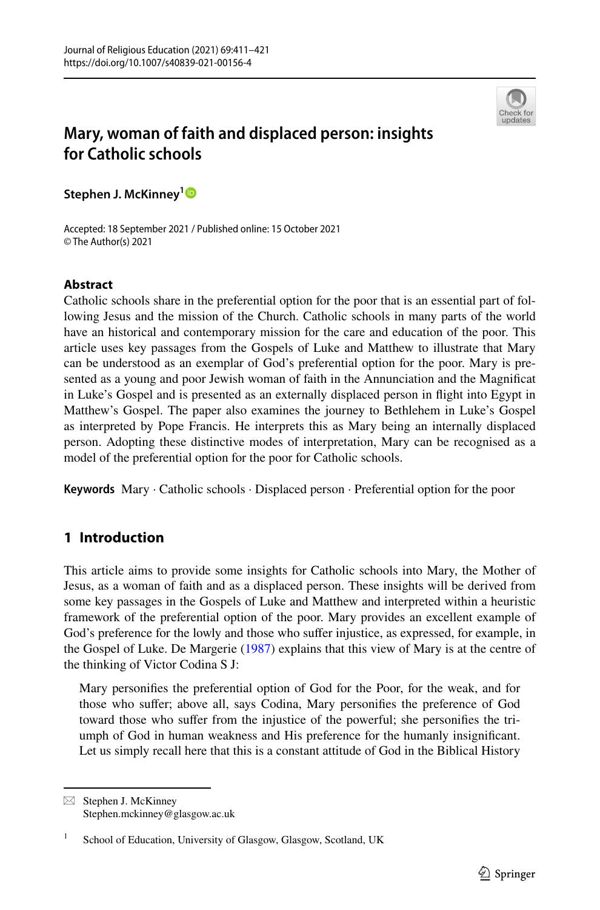# Mary, woman of faith and displaced person: insights for Catholic schools

**Stephen J. McKinney**[1]

Accepted: 18 September 2021 / Published online: 15 October 2021
© The Author(s) 2021

## Abstract

Catholic schools share in the preferential option for the poor that is an essential part of following Jesus and the mission of the Church. Catholic schools in many parts of the world have an historical and contemporary mission for the care and education of the poor. This article uses key passages from the Gospels of Luke and Matthew to illustrate that Mary can be understood as an exemplar of God's preferential option for the poor. Mary is presented as a young and poor Jewish woman of faith in the Annunciation and the Magnificat in Luke's Gospel and is presented as an externally displaced person in flight into Egypt in Matthew's Gospel. The paper also examines the journey to Bethlehem in Luke's Gospel as interpreted by Pope Francis. He interprets this as Mary being an internally displaced person. Adopting these distinctive modes of interpretation, Mary can be recognised as a model of the preferential option for the poor for Catholic schools.

**Keywords** Mary · Catholic schools · Displaced person · Preferential option for the poor

## 1 Introduction

This article aims to provide some insights for Catholic schools into Mary, the Mother of Jesus, as a woman of faith and as a displaced person. These insights will be derived from some key passages in the Gospels of Luke and Matthew and interpreted within a heuristic framework of the preferential option of the poor. Mary provides an excellent example of God's preference for the lowly and those who suffer injustice, as expressed, for example, in the Gospel of Luke. De Margerie (1987) explains that this view of Mary is at the centre of the thinking of Victor Codina S J:

> Mary personifies the preferential option of God for the Poor, for the weak, and for those who suffer; above all, says Codina, Mary personifies the preference of God toward those who suffer from the injustice of the powerful; she personifies the triumph of God in human weakness and His preference for the humanly insignificant. Let us simply recall here that this is a constant attitude of God in the Biblical History

---

✉ Stephen J. McKinney
Stephen.mckinney@glasgow.ac.uk

[1] School of Education, University of Glasgow, Glasgow, Scotland, UK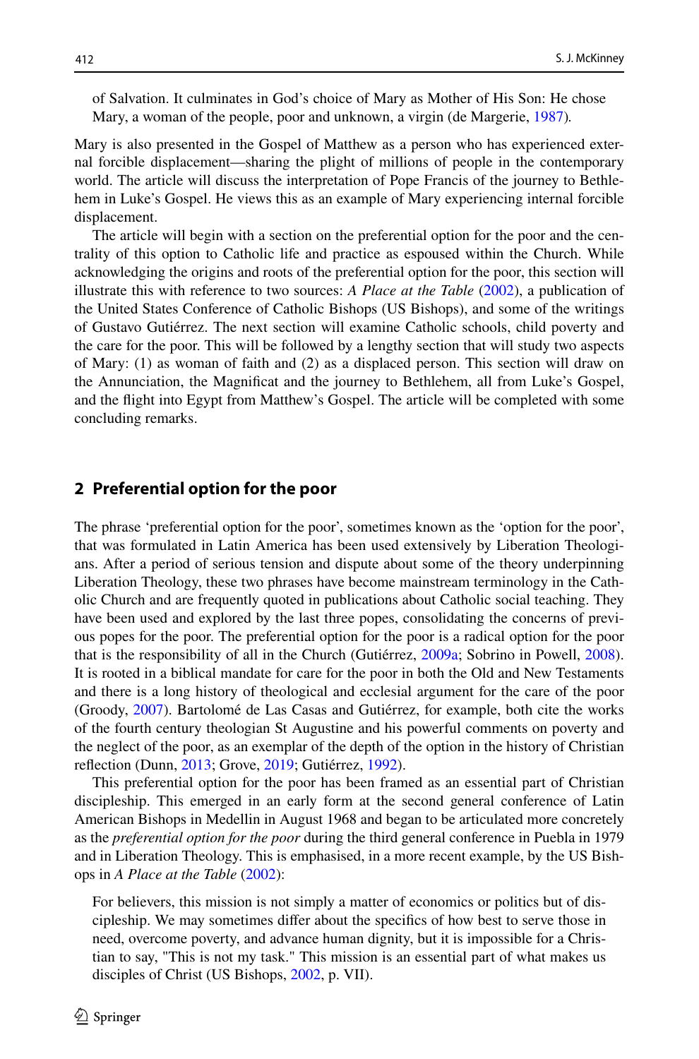of Salvation. It culminates in God's choice of Mary as Mother of His Son: He chose Mary, a woman of the people, poor and unknown, a virgin (de Margerie, 1987).

Mary is also presented in the Gospel of Matthew as a person who has experienced external forcible displacement—sharing the plight of millions of people in the contemporary world. The article will discuss the interpretation of Pope Francis of the journey to Bethlehem in Luke's Gospel. He views this as an example of Mary experiencing internal forcible displacement.

The article will begin with a section on the preferential option for the poor and the centrality of this option to Catholic life and practice as espoused within the Church. While acknowledging the origins and roots of the preferential option for the poor, this section will illustrate this with reference to two sources: *A Place at the Table* (2002), a publication of the United States Conference of Catholic Bishops (US Bishops), and some of the writings of Gustavo Gutiérrez. The next section will examine Catholic schools, child poverty and the care for the poor. This will be followed by a lengthy section that will study two aspects of Mary: (1) as woman of faith and (2) as a displaced person. This section will draw on the Annunciation, the Magnificat and the journey to Bethlehem, all from Luke's Gospel, and the flight into Egypt from Matthew's Gospel. The article will be completed with some concluding remarks.

## 2 Preferential option for the poor

The phrase 'preferential option for the poor', sometimes known as the 'option for the poor', that was formulated in Latin America has been used extensively by Liberation Theologians. After a period of serious tension and dispute about some of the theory underpinning Liberation Theology, these two phrases have become mainstream terminology in the Catholic Church and are frequently quoted in publications about Catholic social teaching. They have been used and explored by the last three popes, consolidating the concerns of previous popes for the poor. The preferential option for the poor is a radical option for the poor that is the responsibility of all in the Church (Gutiérrez, 2009a; Sobrino in Powell, 2008). It is rooted in a biblical mandate for care for the poor in both the Old and New Testaments and there is a long history of theological and ecclesial argument for the care of the poor (Groody, 2007). Bartolomé de Las Casas and Gutiérrez, for example, both cite the works of the fourth century theologian St Augustine and his powerful comments on poverty and the neglect of the poor, as an exemplar of the depth of the option in the history of Christian reflection (Dunn, 2013; Grove, 2019; Gutiérrez, 1992).

This preferential option for the poor has been framed as an essential part of Christian discipleship. This emerged in an early form at the second general conference of Latin American Bishops in Medellin in August 1968 and began to be articulated more concretely as the *preferential option for the poor* during the third general conference in Puebla in 1979 and in Liberation Theology. This is emphasised, in a more recent example, by the US Bishops in *A Place at the Table* (2002):

For believers, this mission is not simply a matter of economics or politics but of discipleship. We may sometimes differ about the specifics of how best to serve those in need, overcome poverty, and advance human dignity, but it is impossible for a Christian to say, "This is not my task." This mission is an essential part of what makes us disciples of Christ (US Bishops, 2002, p. VII).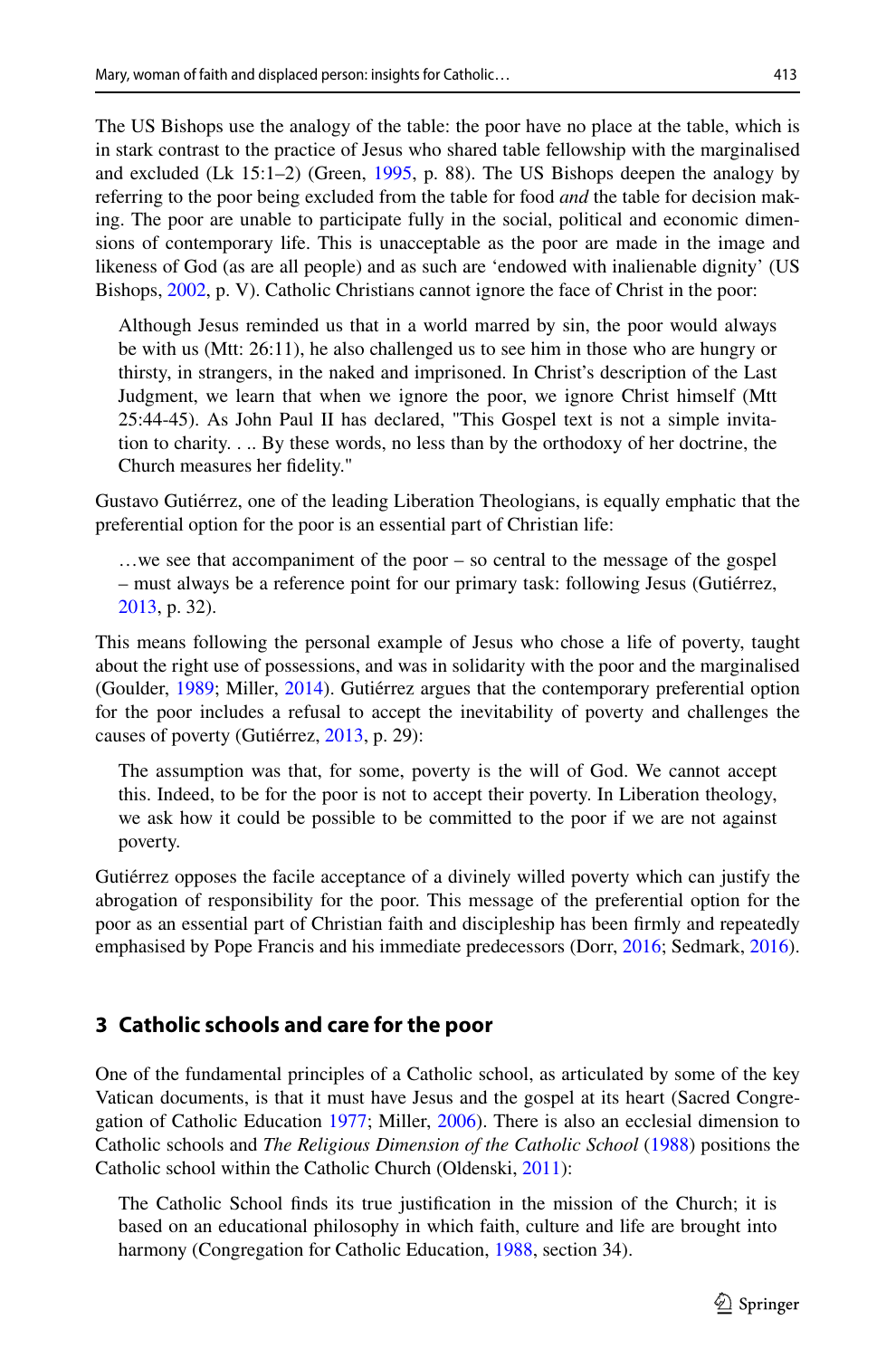The US Bishops use the analogy of the table: the poor have no place at the table, which is in stark contrast to the practice of Jesus who shared table fellowship with the marginalised and excluded (Lk 15:1–2) (Green, 1995, p. 88). The US Bishops deepen the analogy by referring to the poor being excluded from the table for food *and* the table for decision making. The poor are unable to participate fully in the social, political and economic dimensions of contemporary life. This is unacceptable as the poor are made in the image and likeness of God (as are all people) and as such are 'endowed with inalienable dignity' (US Bishops, 2002, p. V). Catholic Christians cannot ignore the face of Christ in the poor:

> Although Jesus reminded us that in a world marred by sin, the poor would always be with us (Mtt: 26:11), he also challenged us to see him in those who are hungry or thirsty, in strangers, in the naked and imprisoned. In Christ's description of the Last Judgment, we learn that when we ignore the poor, we ignore Christ himself (Mtt 25:44-45). As John Paul II has declared, "This Gospel text is not a simple invitation to charity. . .. By these words, no less than by the orthodoxy of her doctrine, the Church measures her fidelity."

Gustavo Gutiérrez, one of the leading Liberation Theologians, is equally emphatic that the preferential option for the poor is an essential part of Christian life:

> …we see that accompaniment of the poor – so central to the message of the gospel – must always be a reference point for our primary task: following Jesus (Gutiérrez, 2013, p. 32).

This means following the personal example of Jesus who chose a life of poverty, taught about the right use of possessions, and was in solidarity with the poor and the marginalised (Goulder, 1989; Miller, 2014). Gutiérrez argues that the contemporary preferential option for the poor includes a refusal to accept the inevitability of poverty and challenges the causes of poverty (Gutiérrez, 2013, p. 29):

> The assumption was that, for some, poverty is the will of God. We cannot accept this. Indeed, to be for the poor is not to accept their poverty. In Liberation theology, we ask how it could be possible to be committed to the poor if we are not against poverty.

Gutiérrez opposes the facile acceptance of a divinely willed poverty which can justify the abrogation of responsibility for the poor. This message of the preferential option for the poor as an essential part of Christian faith and discipleship has been firmly and repeatedly emphasised by Pope Francis and his immediate predecessors (Dorr, 2016; Sedmark, 2016).

## 3 Catholic schools and care for the poor

One of the fundamental principles of a Catholic school, as articulated by some of the key Vatican documents, is that it must have Jesus and the gospel at its heart (Sacred Congregation of Catholic Education 1977; Miller, 2006). There is also an ecclesial dimension to Catholic schools and *The Religious Dimension of the Catholic School* (1988) positions the Catholic school within the Catholic Church (Oldenski, 2011):

> The Catholic School finds its true justification in the mission of the Church; it is based on an educational philosophy in which faith, culture and life are brought into harmony (Congregation for Catholic Education, 1988, section 34).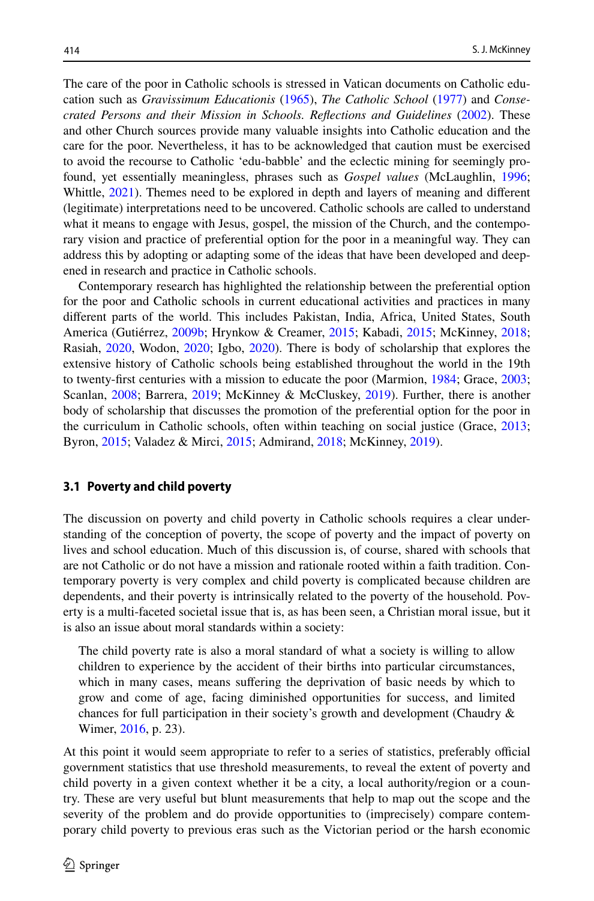The care of the poor in Catholic schools is stressed in Vatican documents on Catholic education such as *Gravissimum Educationis* (1965), *The Catholic School* (1977) and *Consecrated Persons and their Mission in Schools. Reflections and Guidelines* (2002). These and other Church sources provide many valuable insights into Catholic education and the care for the poor. Nevertheless, it has to be acknowledged that caution must be exercised to avoid the recourse to Catholic 'edu-babble' and the eclectic mining for seemingly profound, yet essentially meaningless, phrases such as *Gospel values* (McLaughlin, 1996; Whittle, 2021). Themes need to be explored in depth and layers of meaning and different (legitimate) interpretations need to be uncovered. Catholic schools are called to understand what it means to engage with Jesus, gospel, the mission of the Church, and the contemporary vision and practice of preferential option for the poor in a meaningful way. They can address this by adopting or adapting some of the ideas that have been developed and deepened in research and practice in Catholic schools.

Contemporary research has highlighted the relationship between the preferential option for the poor and Catholic schools in current educational activities and practices in many different parts of the world. This includes Pakistan, India, Africa, United States, South America (Gutiérrez, 2009b; Hrynkow & Creamer, 2015; Kabadi, 2015; McKinney, 2018; Rasiah, 2020, Wodon, 2020; Igbo, 2020). There is body of scholarship that explores the extensive history of Catholic schools being established throughout the world in the 19th to twenty-first centuries with a mission to educate the poor (Marmion, 1984; Grace, 2003; Scanlan, 2008; Barrera, 2019; McKinney & McCluskey, 2019). Further, there is another body of scholarship that discusses the promotion of the preferential option for the poor in the curriculum in Catholic schools, often within teaching on social justice (Grace, 2013; Byron, 2015; Valadez & Mirci, 2015; Admirand, 2018; McKinney, 2019).

### 3.1 Poverty and child poverty

The discussion on poverty and child poverty in Catholic schools requires a clear understanding of the conception of poverty, the scope of poverty and the impact of poverty on lives and school education. Much of this discussion is, of course, shared with schools that are not Catholic or do not have a mission and rationale rooted within a faith tradition. Contemporary poverty is very complex and child poverty is complicated because children are dependents, and their poverty is intrinsically related to the poverty of the household. Poverty is a multi-faceted societal issue that is, as has been seen, a Christian moral issue, but it is also an issue about moral standards within a society:

> The child poverty rate is also a moral standard of what a society is willing to allow children to experience by the accident of their births into particular circumstances, which in many cases, means suffering the deprivation of basic needs by which to grow and come of age, facing diminished opportunities for success, and limited chances for full participation in their society's growth and development (Chaudry & Wimer, 2016, p. 23).

At this point it would seem appropriate to refer to a series of statistics, preferably official government statistics that use threshold measurements, to reveal the extent of poverty and child poverty in a given context whether it be a city, a local authority/region or a country. These are very useful but blunt measurements that help to map out the scope and the severity of the problem and do provide opportunities to (imprecisely) compare contemporary child poverty to previous eras such as the Victorian period or the harsh economic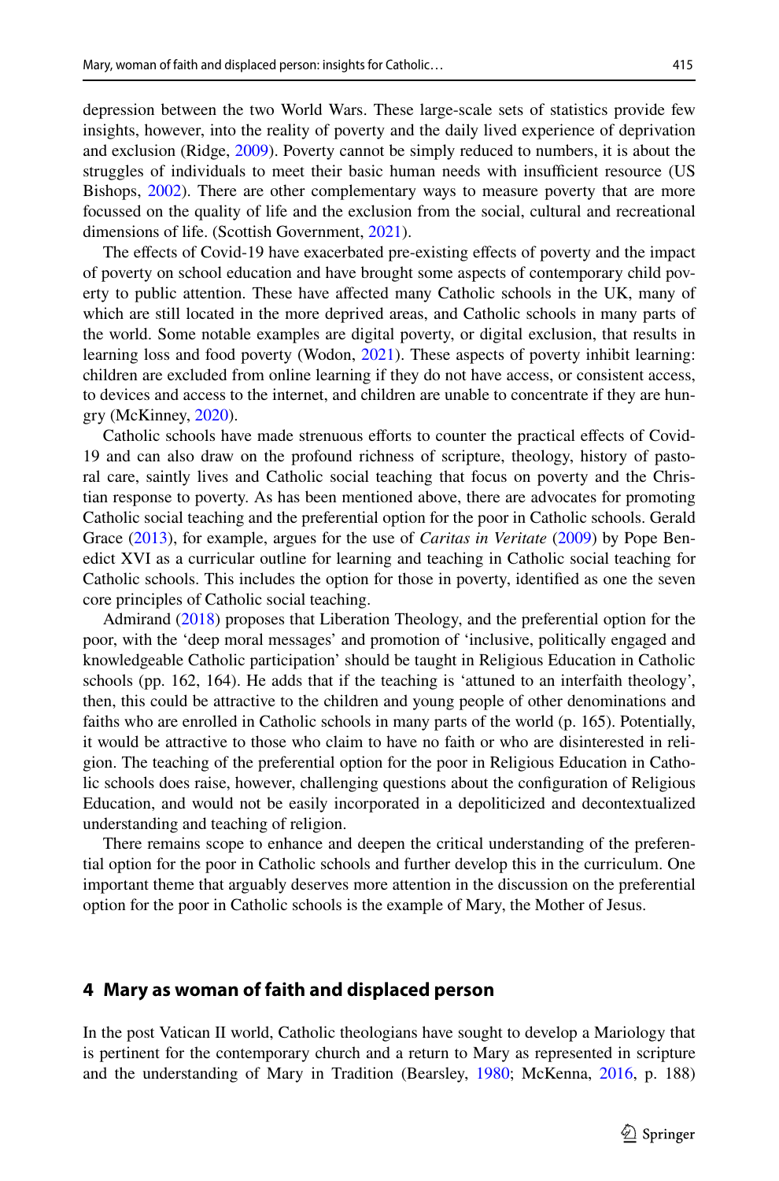depression between the two World Wars. These large-scale sets of statistics provide few insights, however, into the reality of poverty and the daily lived experience of deprivation and exclusion (Ridge, 2009). Poverty cannot be simply reduced to numbers, it is about the struggles of individuals to meet their basic human needs with insufficient resource (US Bishops, 2002). There are other complementary ways to measure poverty that are more focussed on the quality of life and the exclusion from the social, cultural and recreational dimensions of life. (Scottish Government, 2021).

The effects of Covid-19 have exacerbated pre-existing effects of poverty and the impact of poverty on school education and have brought some aspects of contemporary child poverty to public attention. These have affected many Catholic schools in the UK, many of which are still located in the more deprived areas, and Catholic schools in many parts of the world. Some notable examples are digital poverty, or digital exclusion, that results in learning loss and food poverty (Wodon, 2021). These aspects of poverty inhibit learning: children are excluded from online learning if they do not have access, or consistent access, to devices and access to the internet, and children are unable to concentrate if they are hungry (McKinney, 2020).

Catholic schools have made strenuous efforts to counter the practical effects of Covid-19 and can also draw on the profound richness of scripture, theology, history of pastoral care, saintly lives and Catholic social teaching that focus on poverty and the Christian response to poverty. As has been mentioned above, there are advocates for promoting Catholic social teaching and the preferential option for the poor in Catholic schools. Gerald Grace (2013), for example, argues for the use of *Caritas in Veritate* (2009) by Pope Benedict XVI as a curricular outline for learning and teaching in Catholic social teaching for Catholic schools. This includes the option for those in poverty, identified as one the seven core principles of Catholic social teaching.

Admirand (2018) proposes that Liberation Theology, and the preferential option for the poor, with the 'deep moral messages' and promotion of 'inclusive, politically engaged and knowledgeable Catholic participation' should be taught in Religious Education in Catholic schools (pp. 162, 164). He adds that if the teaching is 'attuned to an interfaith theology', then, this could be attractive to the children and young people of other denominations and faiths who are enrolled in Catholic schools in many parts of the world (p. 165). Potentially, it would be attractive to those who claim to have no faith or who are disinterested in religion. The teaching of the preferential option for the poor in Religious Education in Catholic schools does raise, however, challenging questions about the configuration of Religious Education, and would not be easily incorporated in a depoliticized and decontextualized understanding and teaching of religion.

There remains scope to enhance and deepen the critical understanding of the preferential option for the poor in Catholic schools and further develop this in the curriculum. One important theme that arguably deserves more attention in the discussion on the preferential option for the poor in Catholic schools is the example of Mary, the Mother of Jesus.

## 4 Mary as woman of faith and displaced person

In the post Vatican II world, Catholic theologians have sought to develop a Mariology that is pertinent for the contemporary church and a return to Mary as represented in scripture and the understanding of Mary in Tradition (Bearsley, 1980; McKenna, 2016, p. 188)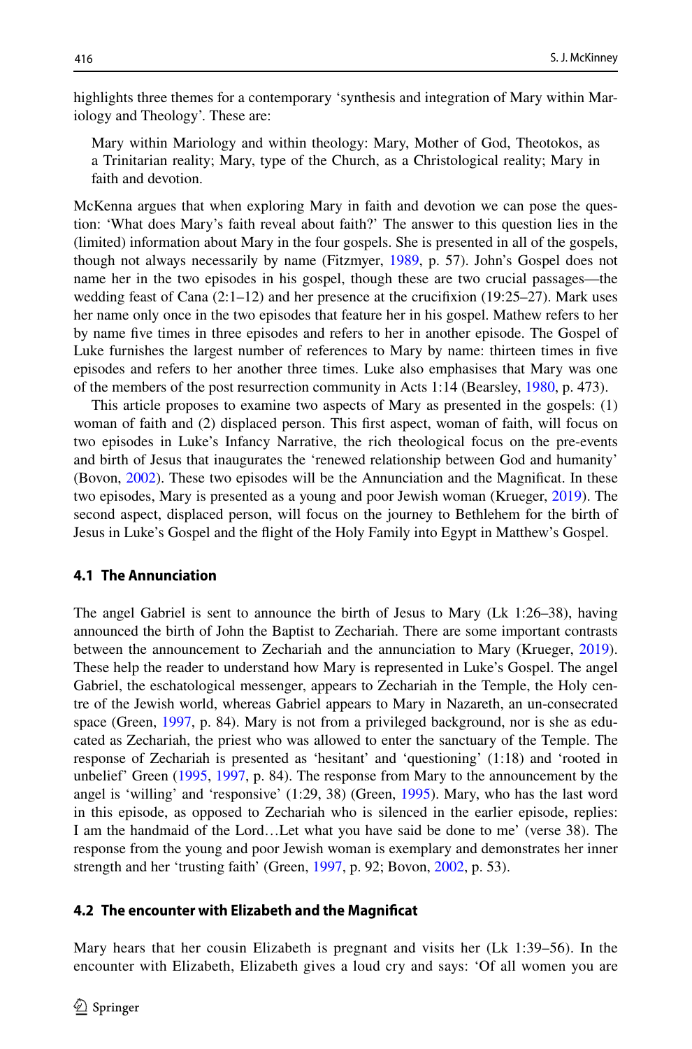highlights three themes for a contemporary 'synthesis and integration of Mary within Mariology and Theology'. These are:

> Mary within Mariology and within theology: Mary, Mother of God, Theotokos, as a Trinitarian reality; Mary, type of the Church, as a Christological reality; Mary in faith and devotion.

McKenna argues that when exploring Mary in faith and devotion we can pose the question: 'What does Mary's faith reveal about faith?' The answer to this question lies in the (limited) information about Mary in the four gospels. She is presented in all of the gospels, though not always necessarily by name (Fitzmyer, 1989, p. 57). John's Gospel does not name her in the two episodes in his gospel, though these are two crucial passages—the wedding feast of Cana (2:1–12) and her presence at the crucifixion (19:25–27). Mark uses her name only once in the two episodes that feature her in his gospel. Mathew refers to her by name five times in three episodes and refers to her in another episode. The Gospel of Luke furnishes the largest number of references to Mary by name: thirteen times in five episodes and refers to her another three times. Luke also emphasises that Mary was one of the members of the post resurrection community in Acts 1:14 (Bearsley, 1980, p. 473).

This article proposes to examine two aspects of Mary as presented in the gospels: (1) woman of faith and (2) displaced person. This first aspect, woman of faith, will focus on two episodes in Luke's Infancy Narrative, the rich theological focus on the pre-events and birth of Jesus that inaugurates the 'renewed relationship between God and humanity' (Bovon, 2002). These two episodes will be the Annunciation and the Magnificat. In these two episodes, Mary is presented as a young and poor Jewish woman (Krueger, 2019). The second aspect, displaced person, will focus on the journey to Bethlehem for the birth of Jesus in Luke's Gospel and the flight of the Holy Family into Egypt in Matthew's Gospel.

### 4.1 The Annunciation

The angel Gabriel is sent to announce the birth of Jesus to Mary (Lk 1:26–38), having announced the birth of John the Baptist to Zechariah. There are some important contrasts between the announcement to Zechariah and the annunciation to Mary (Krueger, 2019). These help the reader to understand how Mary is represented in Luke's Gospel. The angel Gabriel, the eschatological messenger, appears to Zechariah in the Temple, the Holy centre of the Jewish world, whereas Gabriel appears to Mary in Nazareth, an un-consecrated space (Green, 1997, p. 84). Mary is not from a privileged background, nor is she as educated as Zechariah, the priest who was allowed to enter the sanctuary of the Temple. The response of Zechariah is presented as 'hesitant' and 'questioning' (1:18) and 'rooted in unbelief' Green (1995, 1997, p. 84). The response from Mary to the announcement by the angel is 'willing' and 'responsive' (1:29, 38) (Green, 1995). Mary, who has the last word in this episode, as opposed to Zechariah who is silenced in the earlier episode, replies: I am the handmaid of the Lord…Let what you have said be done to me' (verse 38). The response from the young and poor Jewish woman is exemplary and demonstrates her inner strength and her 'trusting faith' (Green, 1997, p. 92; Bovon, 2002, p. 53).

### 4.2 The encounter with Elizabeth and the Magnificat

Mary hears that her cousin Elizabeth is pregnant and visits her (Lk 1:39–56). In the encounter with Elizabeth, Elizabeth gives a loud cry and says: 'Of all women you are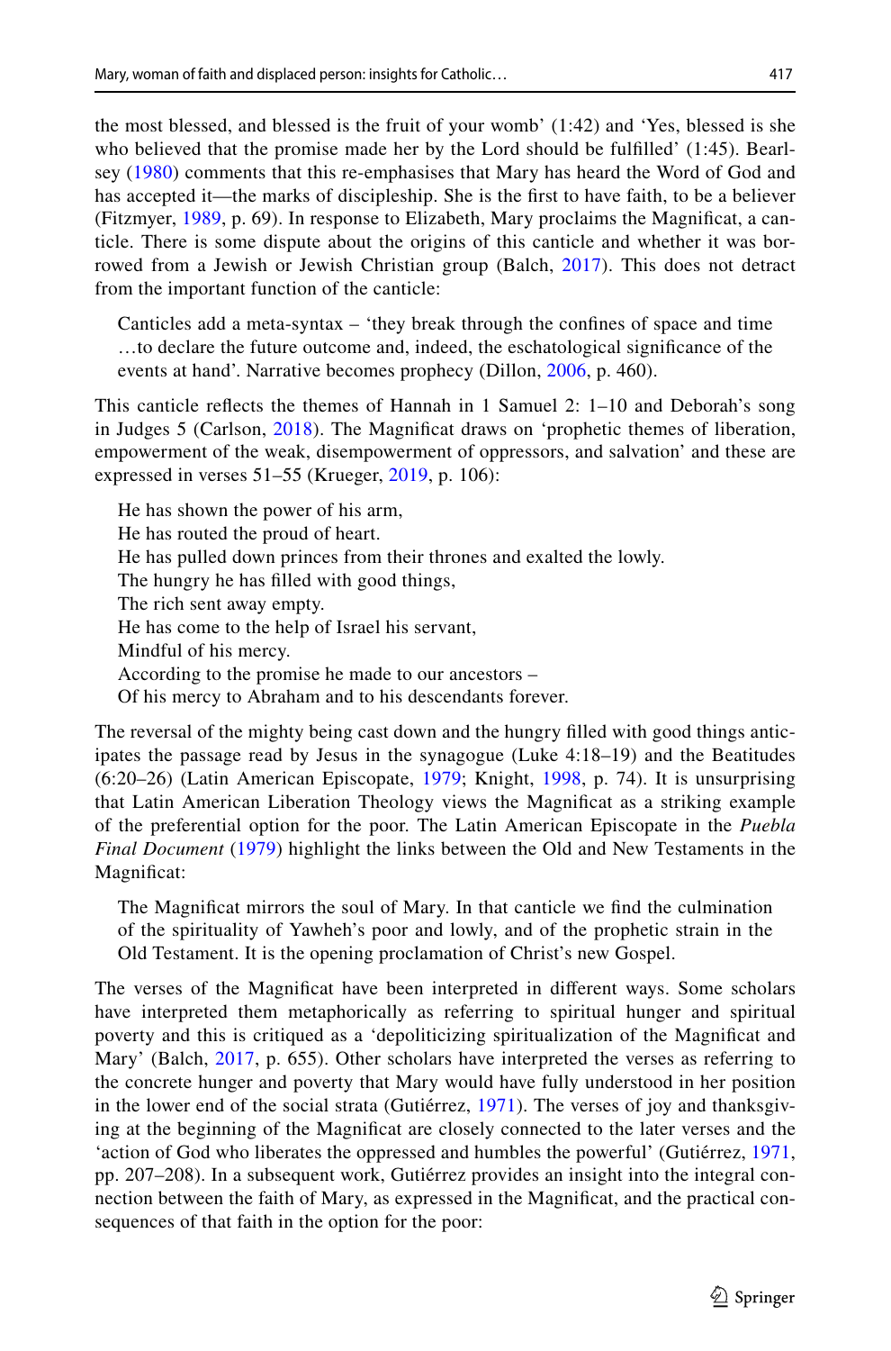the most blessed, and blessed is the fruit of your womb' (1:42) and 'Yes, blessed is she who believed that the promise made her by the Lord should be fulfilled' (1:45). Bearlsey (1980) comments that this re-emphasises that Mary has heard the Word of God and has accepted it—the marks of discipleship. She is the first to have faith, to be a believer (Fitzmyer, 1989, p. 69). In response to Elizabeth, Mary proclaims the Magnificat, a canticle. There is some dispute about the origins of this canticle and whether it was borrowed from a Jewish or Jewish Christian group (Balch, 2017). This does not detract from the important function of the canticle:

> Canticles add a meta-syntax – 'they break through the confines of space and time …to declare the future outcome and, indeed, the eschatological significance of the events at hand'. Narrative becomes prophecy (Dillon, 2006, p. 460).

This canticle reflects the themes of Hannah in 1 Samuel 2: 1–10 and Deborah's song in Judges 5 (Carlson, 2018). The Magnificat draws on 'prophetic themes of liberation, empowerment of the weak, disempowerment of oppressors, and salvation' and these are expressed in verses 51–55 (Krueger, 2019, p. 106):

> He has shown the power of his arm,
> He has routed the proud of heart.
> He has pulled down princes from their thrones and exalted the lowly.
> The hungry he has filled with good things,
> The rich sent away empty.
> He has come to the help of Israel his servant,
> Mindful of his mercy.
> According to the promise he made to our ancestors –
> Of his mercy to Abraham and to his descendants forever.

The reversal of the mighty being cast down and the hungry filled with good things anticipates the passage read by Jesus in the synagogue (Luke 4:18–19) and the Beatitudes (6:20–26) (Latin American Episcopate, 1979; Knight, 1998, p. 74). It is unsurprising that Latin American Liberation Theology views the Magnificat as a striking example of the preferential option for the poor. The Latin American Episcopate in the *Puebla Final Document* (1979) highlight the links between the Old and New Testaments in the Magnificat:

> The Magnificat mirrors the soul of Mary. In that canticle we find the culmination of the spirituality of Yawheh's poor and lowly, and of the prophetic strain in the Old Testament. It is the opening proclamation of Christ's new Gospel.

The verses of the Magnificat have been interpreted in different ways. Some scholars have interpreted them metaphorically as referring to spiritual hunger and spiritual poverty and this is critiqued as a 'depoliticizing spiritualization of the Magnificat and Mary' (Balch, 2017, p. 655). Other scholars have interpreted the verses as referring to the concrete hunger and poverty that Mary would have fully understood in her position in the lower end of the social strata (Gutiérrez, 1971). The verses of joy and thanksgiving at the beginning of the Magnificat are closely connected to the later verses and the 'action of God who liberates the oppressed and humbles the powerful' (Gutiérrez, 1971, pp. 207–208). In a subsequent work, Gutiérrez provides an insight into the integral connection between the faith of Mary, as expressed in the Magnificat, and the practical consequences of that faith in the option for the poor: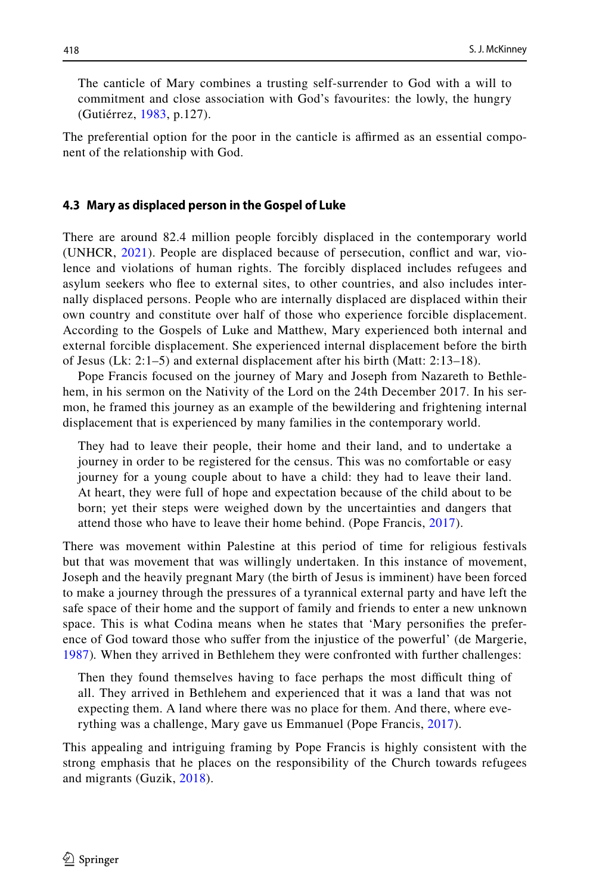> The canticle of Mary combines a trusting self-surrender to God with a will to commitment and close association with God's favourites: the lowly, the hungry (Gutiérrez, 1983, p.127).

The preferential option for the poor in the canticle is affirmed as an essential component of the relationship with God.

### 4.3 Mary as displaced person in the Gospel of Luke

There are around 82.4 million people forcibly displaced in the contemporary world (UNHCR, 2021). People are displaced because of persecution, conflict and war, violence and violations of human rights. The forcibly displaced includes refugees and asylum seekers who flee to external sites, to other countries, and also includes internally displaced persons. People who are internally displaced are displaced within their own country and constitute over half of those who experience forcible displacement. According to the Gospels of Luke and Matthew, Mary experienced both internal and external forcible displacement. She experienced internal displacement before the birth of Jesus (Lk: 2:1–5) and external displacement after his birth (Matt: 2:13–18).

Pope Francis focused on the journey of Mary and Joseph from Nazareth to Bethlehem, in his sermon on the Nativity of the Lord on the 24th December 2017. In his sermon, he framed this journey as an example of the bewildering and frightening internal displacement that is experienced by many families in the contemporary world.

> They had to leave their people, their home and their land, and to undertake a journey in order to be registered for the census. This was no comfortable or easy journey for a young couple about to have a child: they had to leave their land. At heart, they were full of hope and expectation because of the child about to be born; yet their steps were weighed down by the uncertainties and dangers that attend those who have to leave their home behind. (Pope Francis, 2017).

There was movement within Palestine at this period of time for religious festivals but that was movement that was willingly undertaken. In this instance of movement, Joseph and the heavily pregnant Mary (the birth of Jesus is imminent) have been forced to make a journey through the pressures of a tyrannical external party and have left the safe space of their home and the support of family and friends to enter a new unknown space. This is what Codina means when he states that 'Mary personifies the preference of God toward those who suffer from the injustice of the powerful' (de Margerie, 1987). When they arrived in Bethlehem they were confronted with further challenges:

> Then they found themselves having to face perhaps the most difficult thing of all. They arrived in Bethlehem and experienced that it was a land that was not expecting them. A land where there was no place for them. And there, where everything was a challenge, Mary gave us Emmanuel (Pope Francis, 2017).

This appealing and intriguing framing by Pope Francis is highly consistent with the strong emphasis that he places on the responsibility of the Church towards refugees and migrants (Guzik, 2018).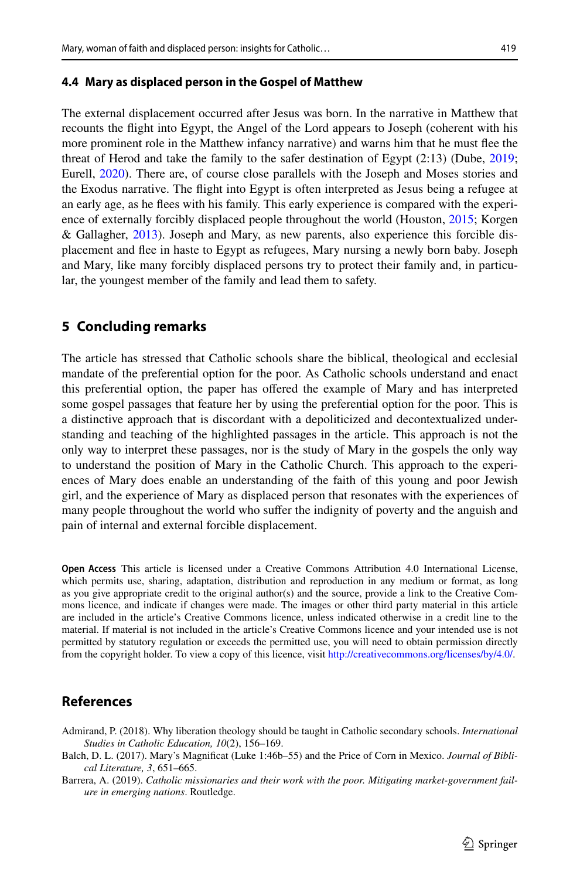### 4.4 Mary as displaced person in the Gospel of Matthew

The external displacement occurred after Jesus was born. In the narrative in Matthew that recounts the flight into Egypt, the Angel of the Lord appears to Joseph (coherent with his more prominent role in the Matthew infancy narrative) and warns him that he must flee the threat of Herod and take the family to the safer destination of Egypt (2:13) (Dube, 2019; Eurell, 2020). There are, of course close parallels with the Joseph and Moses stories and the Exodus narrative. The flight into Egypt is often interpreted as Jesus being a refugee at an early age, as he flees with his family. This early experience is compared with the experience of externally forcibly displaced people throughout the world (Houston, 2015; Korgen & Gallagher, 2013). Joseph and Mary, as new parents, also experience this forcible displacement and flee in haste to Egypt as refugees, Mary nursing a newly born baby. Joseph and Mary, like many forcibly displaced persons try to protect their family and, in particular, the youngest member of the family and lead them to safety.

## 5 Concluding remarks

The article has stressed that Catholic schools share the biblical, theological and ecclesial mandate of the preferential option for the poor. As Catholic schools understand and enact this preferential option, the paper has offered the example of Mary and has interpreted some gospel passages that feature her by using the preferential option for the poor. This is a distinctive approach that is discordant with a depoliticized and decontextualized understanding and teaching of the highlighted passages in the article. This approach is not the only way to interpret these passages, nor is the study of Mary in the gospels the only way to understand the position of Mary in the Catholic Church. This approach to the experiences of Mary does enable an understanding of the faith of this young and poor Jewish girl, and the experience of Mary as displaced person that resonates with the experiences of many people throughout the world who suffer the indignity of poverty and the anguish and pain of internal and external forcible displacement.

**Open Access** This article is licensed under a Creative Commons Attribution 4.0 International License, which permits use, sharing, adaptation, distribution and reproduction in any medium or format, as long as you give appropriate credit to the original author(s) and the source, provide a link to the Creative Commons licence, and indicate if changes were made. The images or other third party material in this article are included in the article's Creative Commons licence, unless indicated otherwise in a credit line to the material. If material is not included in the article's Creative Commons licence and your intended use is not permitted by statutory regulation or exceeds the permitted use, you will need to obtain permission directly from the copyright holder. To view a copy of this licence, visit http://creativecommons.org/licenses/by/4.0/.

## References

Admirand, P. (2018). Why liberation theology should be taught in Catholic secondary schools. *International Studies in Catholic Education, 10*(2), 156–169.

Balch, D. L. (2017). Mary's Magnificat (Luke 1:46b–55) and the Price of Corn in Mexico. *Journal of Biblical Literature, 3*, 651–665.

Barrera, A. (2019). *Catholic missionaries and their work with the poor. Mitigating market-government failure in emerging nations*. Routledge.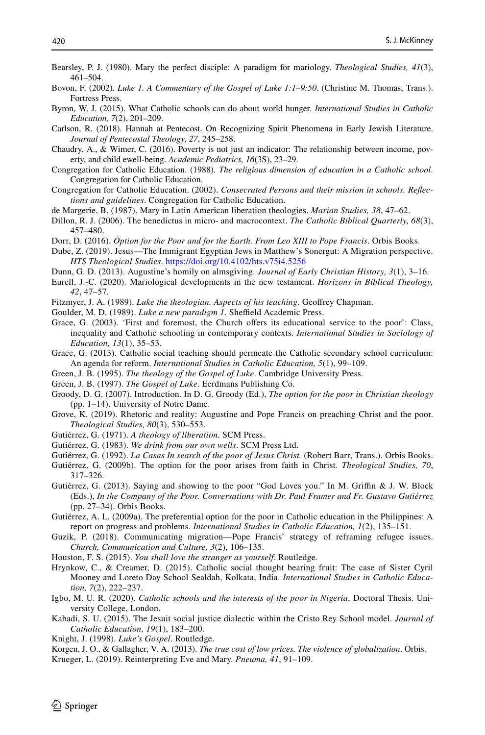Bearsley, P. J. (1980). Mary the perfect disciple: A paradigm for mariology. *Theological Studies, 41*(3), 461–504.

Bovon, F. (2002). *Luke 1. A Commentary of the Gospel of Luke 1:1–9:50*. (Christine M. Thomas, Trans.). Fortress Press.

Byron, W. J. (2015). What Catholic schools can do about world hunger. *International Studies in Catholic Education, 7*(2), 201–209.

Carlson, R. (2018). Hannah at Pentecost. On Recognizing Spirit Phenomena in Early Jewish Literature. *Journal of Pentecostal Theology, 27*, 245–258.

Chaudry, A., & Wimer, C. (2016). Poverty is not just an indicator: The relationship between income, poverty, and child ewell-being. *Academic Pediatrics, 16*(3S), 23–29.

Congregation for Catholic Education. (1988). *The religious dimension of education in a Catholic school*. Congregation for Catholic Education.

Congregation for Catholic Education. (2002). *Consecrated Persons and their mission in schools. Reflections and guidelines*. Congregation for Catholic Education.

de Margerie, B. (1987). Mary in Latin American liberation theologies. *Marian Studies, 38*, 47–62.

Dillon, R. J. (2006). The benedictus in micro- and macrocontext. *The Catholic Biblical Quarterly, 68*(3), 457–480.

Dorr, D. (2016). *Option for the Poor and for the Earth. From Leo XIII to Pope Francis*. Orbis Books.

Dube, Z. (2019). Jesus—The Immigrant Egyptian Jews in Matthew's Sonergut: A Migration perspective. *HTS Theological Studies*. https://doi.org/10.4102/hts.v75i4.5256

Dunn, G. D. (2013). Augustine's homily on almsgiving. *Journal of Early Christian History, 3*(1), 3–16.

Eurell, J.-C. (2020). Mariological developments in the new testament. *Horizons in Biblical Theology, 42*, 47–57.

Fitzmyer, J. A. (1989). *Luke the theologian. Aspects of his teaching*. Geoffrey Chapman.

Goulder, M. D. (1989). *Luke a new paradigm 1*. Sheffield Academic Press.

Grace, G. (2003). 'First and foremost, the Church offers its educational service to the poor': Class, inequality and Catholic schooling in contemporary contexts. *International Studies in Sociology of Education, 13*(1), 35–53.

Grace, G. (2013). Catholic social teaching should permeate the Catholic secondary school curriculum: An agenda for reform. *International Studies in Catholic Education, 5*(1), 99–109.

Green, J. B. (1995). *The theology of the Gospel of Luke*. Cambridge University Press.

Green, J. B. (1997). *The Gospel of Luke*. Eerdmans Publishing Co.

Groody, D. G. (2007). Introduction. In D. G. Groody (Ed.), *The option for the poor in Christian theology* (pp. 1–14). University of Notre Dame.

Grove, K. (2019). Rhetoric and reality: Augustine and Pope Francis on preaching Christ and the poor. *Theological Studies, 80*(3), 530–553.

Gutiérrez, G. (1971). *A theology of liberation*. SCM Press.

Gutiérrez, G. (1983). *We drink from our own wells*. SCM Press Ltd.

Gutiérrez, G. (1992). *La Casas In search of the poor of Jesus Christ.* (Robert Barr, Trans.). Orbis Books.

Gutiérrez, G. (2009b). The option for the poor arises from faith in Christ. *Theological Studies, 70*, 317–326.

Gutiérrez, G. (2013). Saying and showing to the poor "God Loves you." In M. Griffin & J. W. Block (Eds.), *In the Company of the Poor. Conversations with Dr. Paul Framer and Fr. Gustavo Gutiérrez* (pp. 27–34). Orbis Books.

Gutiérrez, A. L. (2009a). The preferential option for the poor in Catholic education in the Philippines: A report on progress and problems. *International Studies in Catholic Education, 1*(2), 135–151.

Guzik, P. (2018). Communicating migration—Pope Francis' strategy of reframing refugee issues. *Church, Communication and Culture, 3*(2), 106–135.

Houston, F. S. (2015). *You shall love the stranger as yourself*. Routledge.

Hrynkow, C., & Creamer, D. (2015). Catholic social thought bearing fruit: The case of Sister Cyril Mooney and Loreto Day School Sealdah, Kolkata, India. *International Studies in Catholic Education, 7*(2), 222–237.

Igbo, M. U. R. (2020). *Catholic schools and the interests of the poor in Nigeria*. Doctoral Thesis. University College, London.

Kabadi, S. U. (2015). The Jesuit social justice dialectic within the Cristo Rey School model. *Journal of Catholic Education, 19*(1), 183–200.

Knight, J. (1998). *Luke's Gospel*. Routledge.

Korgen, J. O., & Gallagher, V. A. (2013). *The true cost of low prices. The violence of globalization*. Orbis.

Krueger, L. (2019). Reinterpreting Eve and Mary. *Pneuma, 41*, 91–109.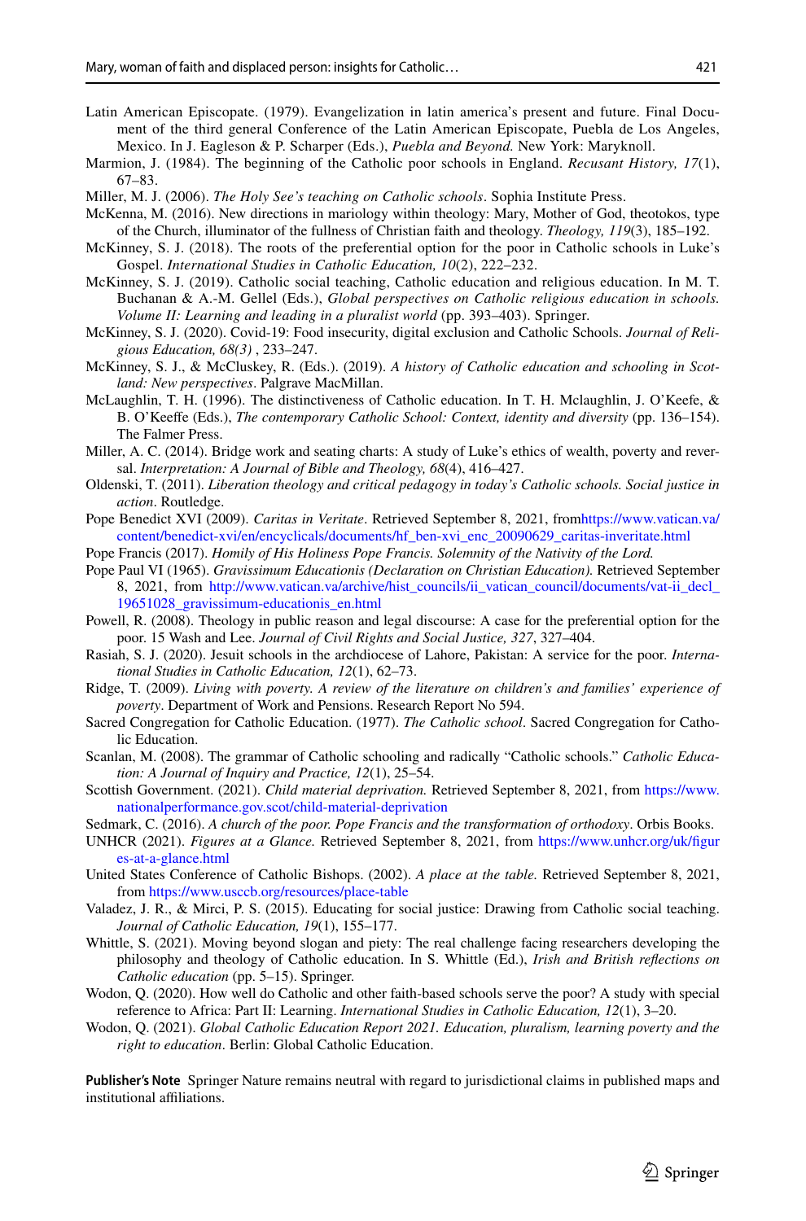Latin American Episcopate. (1979). Evangelization in latin america's present and future. Final Document of the third general Conference of the Latin American Episcopate, Puebla de Los Angeles, Mexico. In J. Eagleson & P. Scharper (Eds.), *Puebla and Beyond.* New York: Maryknoll.

Marmion, J. (1984). The beginning of the Catholic poor schools in England. *Recusant History, 17*(1), 67–83.

Miller, M. J. (2006). *The Holy See's teaching on Catholic schools*. Sophia Institute Press.

McKenna, M. (2016). New directions in mariology within theology: Mary, Mother of God, theotokos, type of the Church, illuminator of the fullness of Christian faith and theology. *Theology, 119*(3), 185–192.

McKinney, S. J. (2018). The roots of the preferential option for the poor in Catholic schools in Luke's Gospel. *International Studies in Catholic Education, 10*(2), 222–232.

McKinney, S. J. (2019). Catholic social teaching, Catholic education and religious education. In M. T. Buchanan & A.-M. Gellel (Eds.), *Global perspectives on Catholic religious education in schools. Volume II: Learning and leading in a pluralist world* (pp. 393–403). Springer.

McKinney, S. J. (2020). Covid-19: Food insecurity, digital exclusion and Catholic Schools. *Journal of Religious Education, 68(3)* , 233–247.

McKinney, S. J., & McCluskey, R. (Eds.). (2019). *A history of Catholic education and schooling in Scotland: New perspectives*. Palgrave MacMillan.

McLaughlin, T. H. (1996). The distinctiveness of Catholic education. In T. H. Mclaughlin, J. O'Keefe, & B. O'Keeffe (Eds.), *The contemporary Catholic School: Context, identity and diversity* (pp. 136–154). The Falmer Press.

Miller, A. C. (2014). Bridge work and seating charts: A study of Luke's ethics of wealth, poverty and reversal. *Interpretation: A Journal of Bible and Theology, 68*(4), 416–427.

Oldenski, T. (2011). *Liberation theology and critical pedagogy in today's Catholic schools. Social justice in action*. Routledge.

Pope Benedict XVI (2009). *Caritas in Veritate*. Retrieved September 8, 2021, fromhttps://www.vatican.va/content/benedict-xvi/en/encyclicals/documents/hf_ben-xvi_enc_20090629_caritas-inveritate.html

Pope Francis (2017). *Homily of His Holiness Pope Francis. Solemnity of the Nativity of the Lord.*

Pope Paul VI (1965). *Gravissimum Educationis (Declaration on Christian Education).* Retrieved September 8, 2021, from http://www.vatican.va/archive/hist_councils/ii_vatican_council/documents/vat-ii_decl_19651028_gravissimum-educationis_en.html

Powell, R. (2008). Theology in public reason and legal discourse: A case for the preferential option for the poor. 15 Wash and Lee. *Journal of Civil Rights and Social Justice, 327*, 327–404.

Rasiah, S. J. (2020). Jesuit schools in the archdiocese of Lahore, Pakistan: A service for the poor. *International Studies in Catholic Education, 12*(1), 62–73.

Ridge, T. (2009). *Living with poverty. A review of the literature on children's and families' experience of poverty*. Department of Work and Pensions. Research Report No 594.

Sacred Congregation for Catholic Education. (1977). *The Catholic school*. Sacred Congregation for Catholic Education.

Scanlan, M. (2008). The grammar of Catholic schooling and radically "Catholic schools." *Catholic Education: A Journal of Inquiry and Practice, 12*(1), 25–54.

Scottish Government. (2021). *Child material deprivation.* Retrieved September 8, 2021, from https://www.nationalperformance.gov.scot/child-material-deprivation

Sedmark, C. (2016). *A church of the poor. Pope Francis and the transformation of orthodoxy*. Orbis Books.

UNHCR (2021). *Figures at a Glance.* Retrieved September 8, 2021, from https://www.unhcr.org/uk/figures-at-a-glance.html

United States Conference of Catholic Bishops. (2002). *A place at the table.* Retrieved September 8, 2021, from https://www.usccb.org/resources/place-table

Valadez, J. R., & Mirci, P. S. (2015). Educating for social justice: Drawing from Catholic social teaching. *Journal of Catholic Education, 19*(1), 155–177.

Whittle, S. (2021). Moving beyond slogan and piety: The real challenge facing researchers developing the philosophy and theology of Catholic education. In S. Whittle (Ed.), *Irish and British reflections on Catholic education* (pp. 5–15). Springer.

Wodon, Q. (2020). How well do Catholic and other faith-based schools serve the poor? A study with special reference to Africa: Part II: Learning. *International Studies in Catholic Education, 12*(1), 3–20.

Wodon, Q. (2021). *Global Catholic Education Report 2021. Education, pluralism, learning poverty and the right to education*. Berlin: Global Catholic Education.

**Publisher's Note** Springer Nature remains neutral with regard to jurisdictional claims in published maps and institutional affiliations.